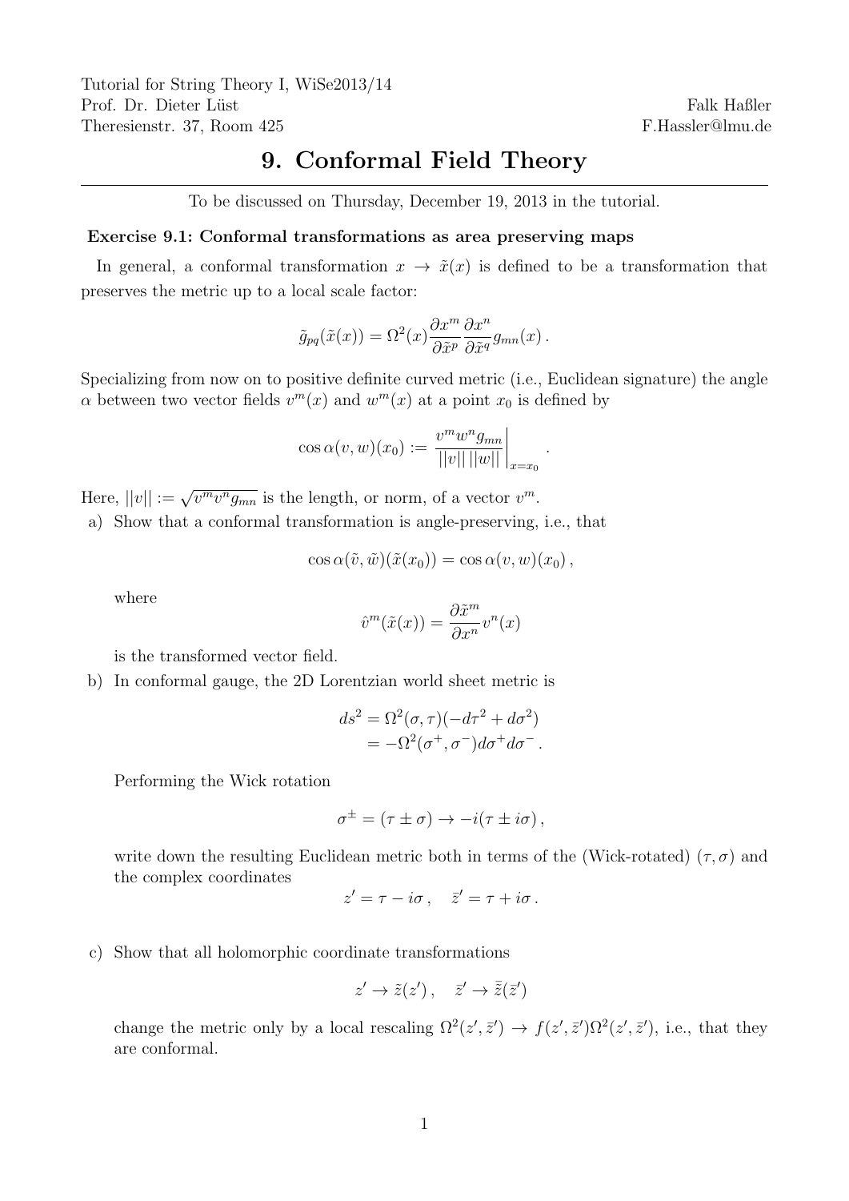Tutorial for String Theory I, WiSe2013/14
Prof. Dr. Dieter Lüst
Theresienstr. 37, Room 425

Falk Haßler
F.Hassler@lmu.de

# 9. Conformal Field Theory

To be discussed on Thursday, December 19, 2013 in the tutorial.

**Exercise 9.1: Conformal transformations as area preserving maps**

In general, a conformal transformation $x \to \tilde{x}(x)$ is defined to be a transformation that preserves the metric up to a local scale factor:

$$\tilde{g}_{pq}(\tilde{x}(x)) = \Omega^2(x) \frac{\partial x^m}{\partial \tilde{x}^p} \frac{\partial x^n}{\partial \tilde{x}^q} g_{mn}(x) \,.$$

Specializing from now on to positive definite curved metric (i.e., Euclidean signature) the angle $\alpha$ between two vector fields $v^m(x)$ and $w^m(x)$ at a point $x_0$ is defined by

$$\cos \alpha(v, w)(x_0) := \left. \frac{v^m w^n g_{mn}}{||v|| \, ||w||} \right|_{x=x_0} \,.$$

Here, $||v|| := \sqrt{v^m v^n g_{mn}}$ is the length, or norm, of a vector $v^m$.

a) Show that a conformal transformation is angle-preserving, i.e., that

$$\cos \alpha(\tilde{v}, \tilde{w})(\tilde{x}(x_0)) = \cos \alpha(v, w)(x_0) \,,$$

where

$$\hat{v}^m(\tilde{x}(x)) = \frac{\partial \tilde{x}^m}{\partial x^n} v^n(x)$$

is the transformed vector field.

b) In conformal gauge, the 2D Lorentzian world sheet metric is

$$\begin{aligned} ds^2 &= \Omega^2(\sigma, \tau)(-d\tau^2 + d\sigma^2) \\ &= -\Omega^2(\sigma^+, \sigma^-) d\sigma^+ d\sigma^- \,. \end{aligned}$$

Performing the Wick rotation

$$\sigma^\pm = (\tau \pm \sigma) \to -i(\tau \pm i\sigma) \,,$$

write down the resulting Euclidean metric both in terms of the (Wick-rotated) $(\tau, \sigma)$ and the complex coordinates

$$z' = \tau - i\sigma \,, \quad \bar{z}' = \tau + i\sigma \,.$$

c) Show that all holomorphic coordinate transformations

$$z' \to \tilde{z}(z') \,, \quad \bar{z}' \to \bar{\tilde{z}}(\bar{z}')$$

change the metric only by a local rescaling $\Omega^2(z', \bar{z}') \to f(z', \bar{z}')\Omega^2(z', \bar{z}')$, i.e., that they are conformal.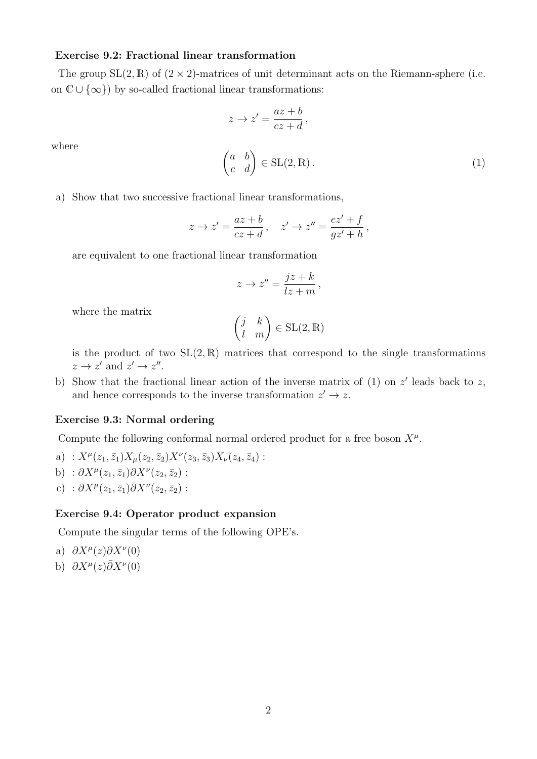### Exercise 9.2: Fractional linear transformation

The group $\mathrm{SL}(2,\mathbb{R})$ of $(2\times 2)$-matrices of unit determinant acts on the Riemann-sphere (i.e. on $\mathbb{C}\cup\{\infty\}$) by so-called fractional linear transformations:

$$z \to z' = \frac{az+b}{cz+d}\,,$$

where

$$\begin{pmatrix} a & b \\ c & d \end{pmatrix} \in \mathrm{SL}(2,\mathbb{R})\,. \tag{1}$$

a) Show that two successive fractional linear transformations,

$$z \to z' = \frac{az+b}{cz+d}\,, \quad z' \to z'' = \frac{ez'+f}{gz'+h}\,,$$

are equivalent to one fractional linear transformation

$$z \to z'' = \frac{jz+k}{lz+m}\,,$$

where the matrix

$$\begin{pmatrix} j & k \\ l & m \end{pmatrix} \in \mathrm{SL}(2,\mathbb{R})$$

is the product of two $\mathrm{SL}(2,\mathbb{R})$ matrices that correspond to the single transformations $z \to z'$ and $z' \to z''$.

b) Show that the fractional linear action of the inverse matrix of (1) on $z'$ leads back to $z$, and hence corresponds to the inverse transformation $z' \to z$.

### Exercise 9.3: Normal ordering

Compute the following conformal normal ordered product for a free boson $X^\mu$.

a) $:X^\mu(z_1,\bar{z}_1)X_\mu(z_2,\bar{z}_2)X^\nu(z_3,\bar{z}_3)X_\nu(z_4,\bar{z}_4):$

b) $:\partial X^\mu(z_1,\bar{z}_1)\partial X^\nu(z_2,\bar{z}_2):$

c) $:\partial X^\mu(z_1,\bar{z}_1)\bar{\partial} X^\nu(z_2,\bar{z}_2):$

### Exercise 9.4: Operator product expansion

Compute the singular terms of the following OPE's.

a) $\partial X^\mu(z)\partial X^\nu(0)$

b) $\partial X^\mu(z)\bar{\partial} X^\nu(0)$